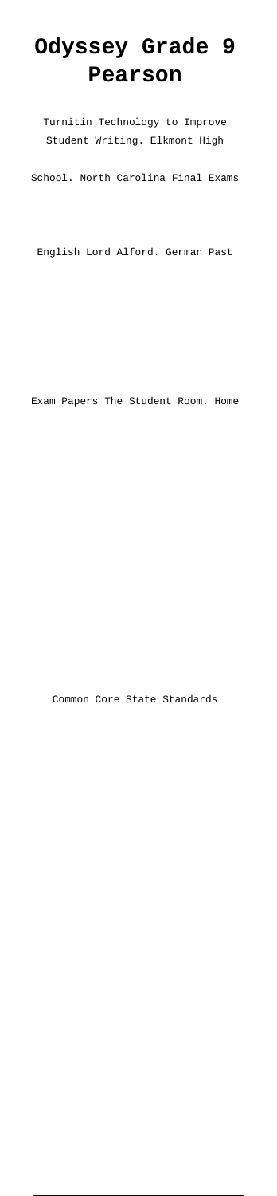# Odyssey Grade 9 Pearson

Turnitin Technology to Improve Student Writing. Elkmont High School. North Carolina Final Exams English Lord Alford. German Past Exam Papers The Student Room. Home Common Core State Standards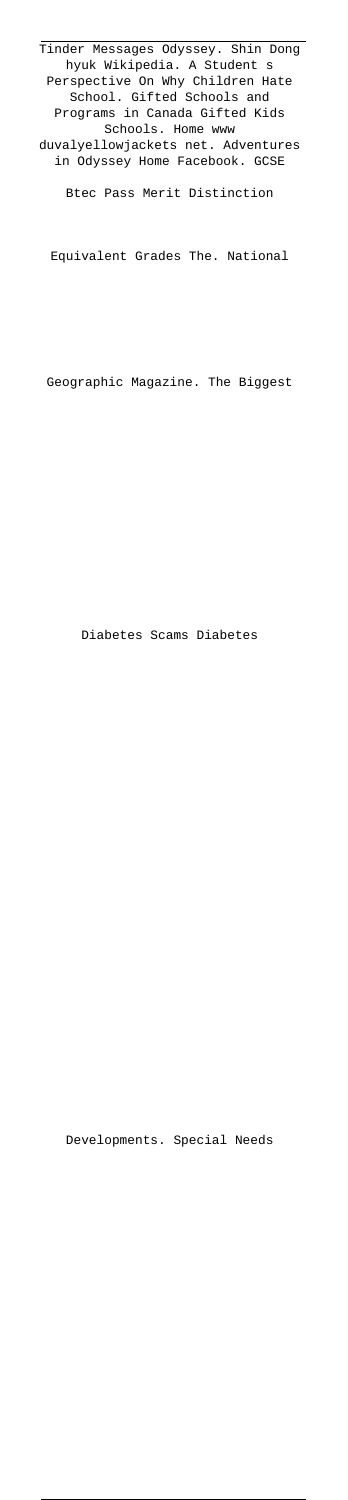Tinder Messages Odyssey. Shin Dong hyuk Wikipedia. A Student s Perspective On Why Children Hate School. Gifted Schools and Programs in Canada Gifted Kids Schools. Home www duvalyellowjackets net. Adventures in Odyssey Home Facebook. GCSE

Btec Pass Merit Distinction

Equivalent Grades The. National

Geographic Magazine. The Biggest

Diabetes Scams Diabetes

Developments. Special Needs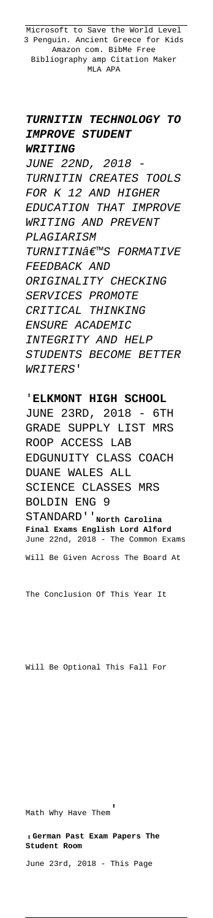Microsoft to Save the World Level 3 Penguin. Ancient Greece for Kids Amazon com. BibMe Free Bibliography amp Citation Maker MLA APA

**TURNITIN TECHNOLOGY TO IMPROVE STUDENT WRITING**

*JUNE 22ND, 2018 - TURNITIN CREATES TOOLS FOR K 12 AND HIGHER EDUCATION THAT IMPROVE WRITING AND PREVENT PLAGIARISM TURNITINâ€™S FORMATIVE FEEDBACK AND ORIGINALITY CHECKING SERVICES PROMOTE CRITICAL THINKING ENSURE ACADEMIC INTEGRITY AND HELP STUDENTS BECOME BETTER WRITERS'*

'**ELKMONT HIGH SCHOOL**

JUNE 23RD, 2018 - 6TH GRADE SUPPLY LIST MRS ROOP ACCESS LAB EDGUNUITY CLASS COACH DUANE WALES ALL SCIENCE CLASSES MRS BOLDIN ENG 9 STANDARD''**North Carolina Final Exams English Lord Alford**

June 22nd, 2018 - The Common Exams Will Be Given Across The Board At The Conclusion Of This Year It Will Be Optional This Fall For Math Why Have Them'

'**German Past Exam Papers The Student Room**

June 23rd, 2018 - This Page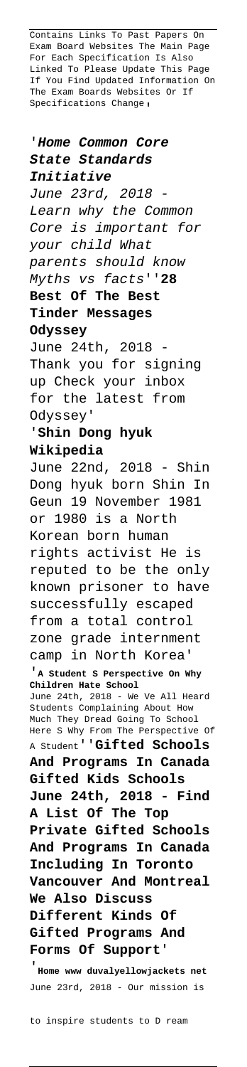Contains Links To Past Papers On Exam Board Websites The Main Page For Each Specification Is Also Linked To Please Update This Page If You Find Updated Information On The Exam Boards Websites Or If Specifications Change'

'**Home Common Core State Standards Initiative**

*June 23rd, 2018 - Learn why the Common Core is important for your child What parents should know Myths vs facts*''**28 Best Of The Best Tinder Messages Odyssey**

June 24th, 2018 - Thank you for signing up Check your inbox for the latest from Odyssey'

'**Shin Dong hyuk Wikipedia**

June 22nd, 2018 - Shin Dong hyuk born Shin In Geun 19 November 1981 or 1980 is a North Korean born human rights activist He is reputed to be the only known prisoner to have successfully escaped from a total control zone grade internment camp in North Korea'

'**A Student S Perspective On Why Children Hate School**

June 24th, 2018 - We Ve All Heard Students Complaining About How Much They Dread Going To School Here S Why From The Perspective Of A Student''**Gifted Schools And Programs In Canada Gifted Kids Schools June 24th, 2018 - Find A List Of The Top Private Gifted Schools And Programs In Canada Including In Toronto Vancouver And Montreal We Also Discuss Different Kinds Of Gifted Programs And Forms Of Support**'

'**Home www duvalyellowjackets net**

June 23rd, 2018 - Our mission is to inspire students to D ream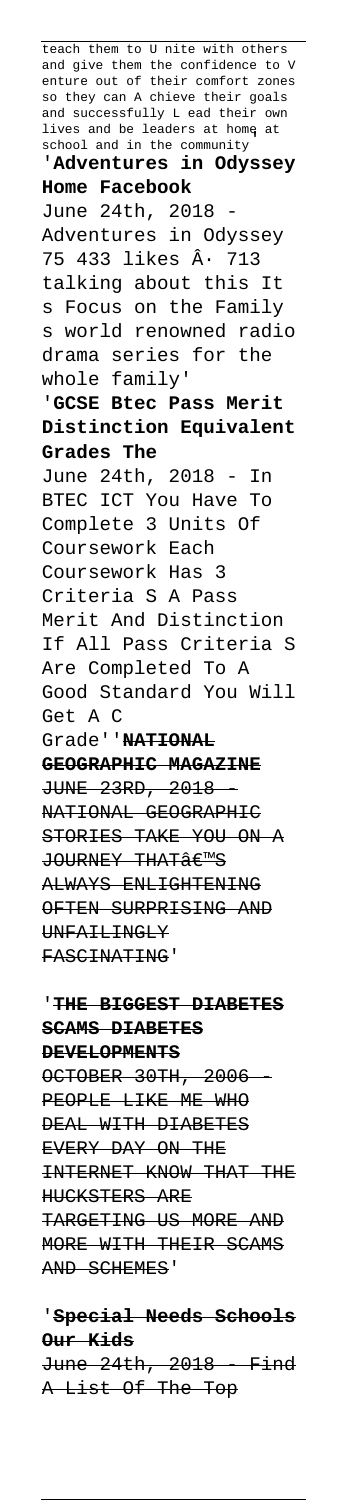teach them to U nite with others and give them the confidence to V enture out of their comfort zones so they can A chieve their goals and successfully L ead their own lives and be leaders at home at school and in the community

'**Adventures in Odyssey Home Facebook**

June 24th, 2018 - Adventures in Odyssey 75 433 likes Â· 713 talking about this It s Focus on the Family s world renowned radio drama series for the whole family'

'**GCSE Btec Pass Merit Distinction Equivalent Grades The**

June 24th, 2018 - In BTEC ICT You Have To Complete 3 Units Of Coursework Each Coursework Has 3 Criteria S A Pass Merit And Distinction If All Pass Criteria S Are Completed To A Good Standard You Will Get A C Grade''**NATIONAL GEOGRAPHIC MAGAZINE**

JUNE 23RD, 2018 - NATIONAL GEOGRAPHIC STORIES TAKE YOU ON A JOURNEY THATâ€™S ALWAYS ENLIGHTENING OFTEN SURPRISING AND UNFAILINGLY FASCINATING'

'**THE BIGGEST DIABETES SCAMS DIABETES DEVELOPMENTS**

OCTOBER 30TH, 2006 - PEOPLE LIKE ME WHO DEAL WITH DIABETES EVERY DAY ON THE INTERNET KNOW THAT THE HUCKSTERS ARE TARGETING US MORE AND MORE WITH THEIR SCAMS AND SCHEMES'

'**Special Needs Schools Our Kids**

June 24th, 2018 - Find A List Of The Top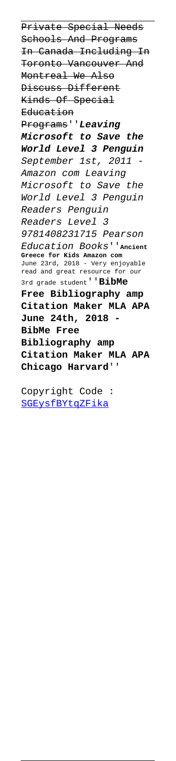~~Private Special Needs Schools And Programs In Canada Including In Toronto Vancouver And Montreal We Also Discuss Different Kinds Of Special Education Programs~~''***Leaving Microsoft to Save the World Level 3 Penguin***
*September 1st, 2011 - Amazon com Leaving Microsoft to Save the World Level 3 Penguin Readers Penguin Readers Level 3 9781408231715 Pearson Education Books*''**Ancient Greece for Kids Amazon com**
June 23rd, 2018 - Very enjoyable read and great resource for our 3rd grade student''**BibMe Free Bibliography amp Citation Maker MLA APA**
**June 24th, 2018 - BibMe Free Bibliography amp Citation Maker MLA APA Chicago Harvard**''

Copyright Code : SGEysfBYtqZFika